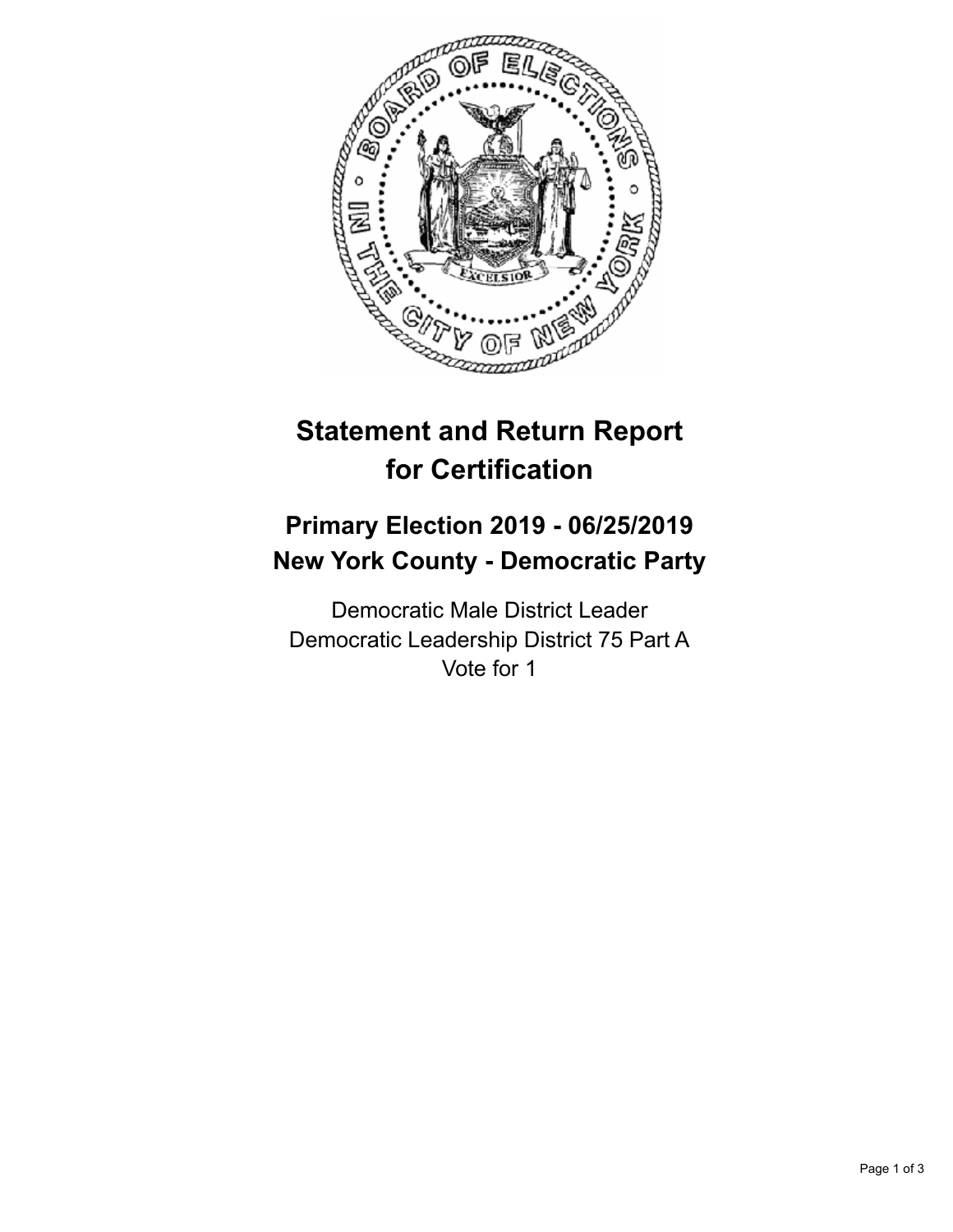# Statement and Return Report for Certification

## Primary Election 2019 - 06/25/2019
## New York County - Democratic Party

Democratic Male District Leader
Democratic Leadership District 75 Part A
Vote for 1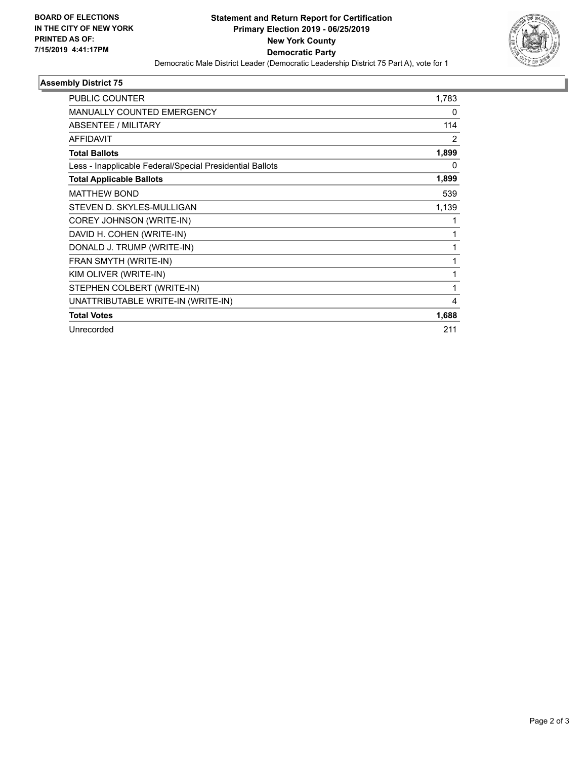**BOARD OF ELECTIONS IN THE CITY OF NEW YORK PRINTED AS OF: 7/15/2019 4:41:17PM**

# Statement and Return Report for Certification
## Primary Election 2019 - 06/25/2019
## New York County
## Democratic Party

Democratic Male District Leader (Democratic Leadership District 75 Part A), vote for 1

### Assembly District 75

| | |
|---|---|
| PUBLIC COUNTER | 1,783 |
| MANUALLY COUNTED EMERGENCY | 0 |
| ABSENTEE / MILITARY | 114 |
| AFFIDAVIT | 2 |
| **Total Ballots** | **1,899** |
| Less - Inapplicable Federal/Special Presidential Ballots | 0 |
| **Total Applicable Ballots** | **1,899** |
| MATTHEW BOND | 539 |
| STEVEN D. SKYLES-MULLIGAN | 1,139 |
| COREY JOHNSON (WRITE-IN) | 1 |
| DAVID H. COHEN (WRITE-IN) | 1 |
| DONALD J. TRUMP (WRITE-IN) | 1 |
| FRAN SMYTH (WRITE-IN) | 1 |
| KIM OLIVER (WRITE-IN) | 1 |
| STEPHEN COLBERT (WRITE-IN) | 1 |
| UNATTRIBUTABLE WRITE-IN (WRITE-IN) | 4 |
| **Total Votes** | **1,688** |
| Unrecorded | 211 |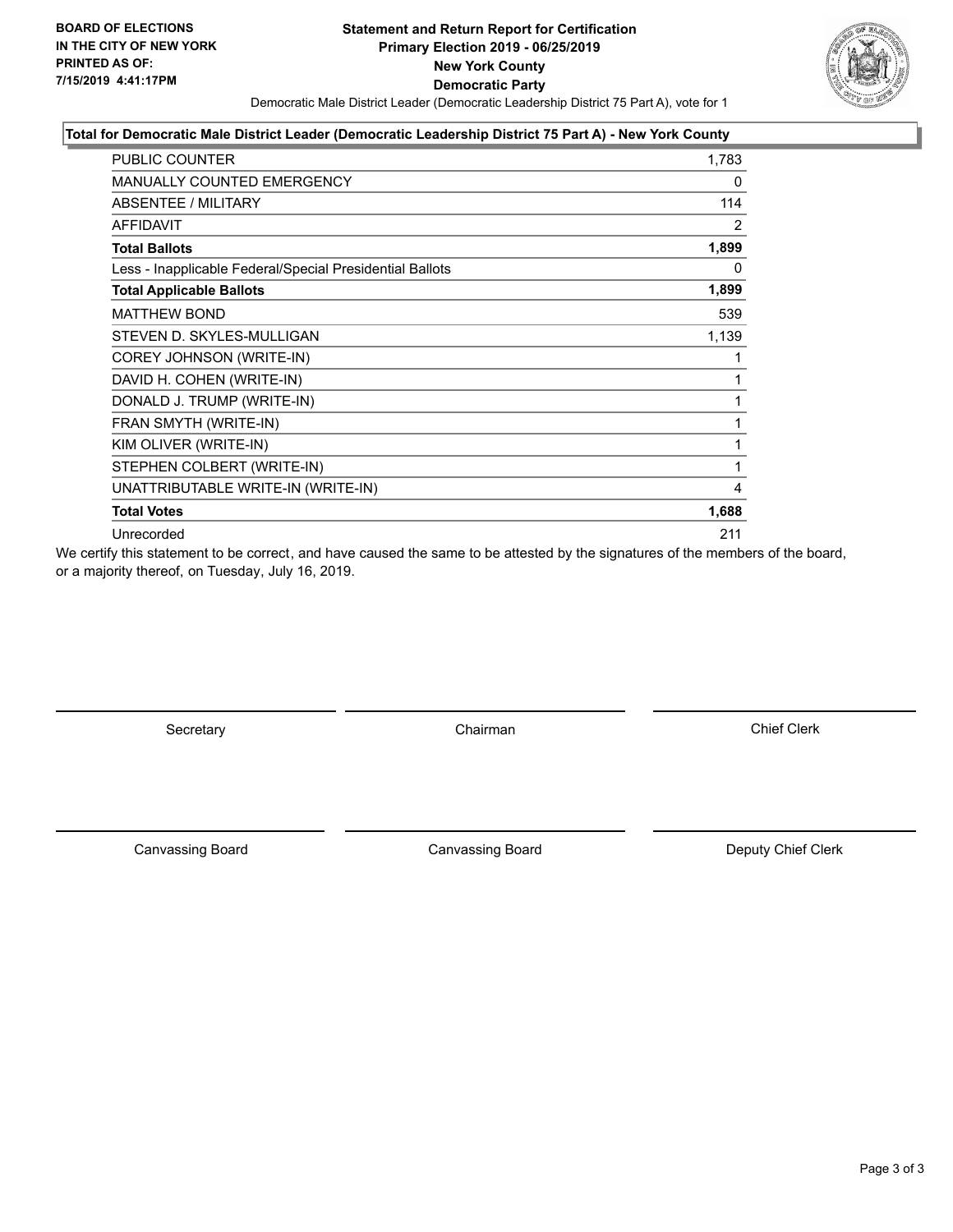**BOARD OF ELECTIONS IN THE CITY OF NEW YORK PRINTED AS OF: 7/15/2019 4:41:17PM**

# Statement and Return Report for Certification Primary Election 2019 - 06/25/2019 New York County Democratic Party

Democratic Male District Leader (Democratic Leadership District 75 Part A), vote for 1

### Total for Democratic Male District Leader (Democratic Leadership District 75 Part A) - New York County

| | |
|---|---|
| PUBLIC COUNTER | 1,783 |
| MANUALLY COUNTED EMERGENCY | 0 |
| ABSENTEE / MILITARY | 114 |
| AFFIDAVIT | 2 |
| **Total Ballots** | **1,899** |
| Less - Inapplicable Federal/Special Presidential Ballots | 0 |
| **Total Applicable Ballots** | **1,899** |
| MATTHEW BOND | 539 |
| STEVEN D. SKYLES-MULLIGAN | 1,139 |
| COREY JOHNSON (WRITE-IN) | 1 |
| DAVID H. COHEN (WRITE-IN) | 1 |
| DONALD J. TRUMP (WRITE-IN) | 1 |
| FRAN SMYTH (WRITE-IN) | 1 |
| KIM OLIVER (WRITE-IN) | 1 |
| STEPHEN COLBERT (WRITE-IN) | 1 |
| UNATTRIBUTABLE WRITE-IN (WRITE-IN) | 4 |
| **Total Votes** | **1,688** |
| Unrecorded | 211 |

We certify this statement to be correct, and have caused the same to be attested by the signatures of the members of the board, or a majority thereof, on Tuesday, July 16, 2019.

Secretary

Chairman

Chief Clerk

Canvassing Board

Canvassing Board

Deputy Chief Clerk